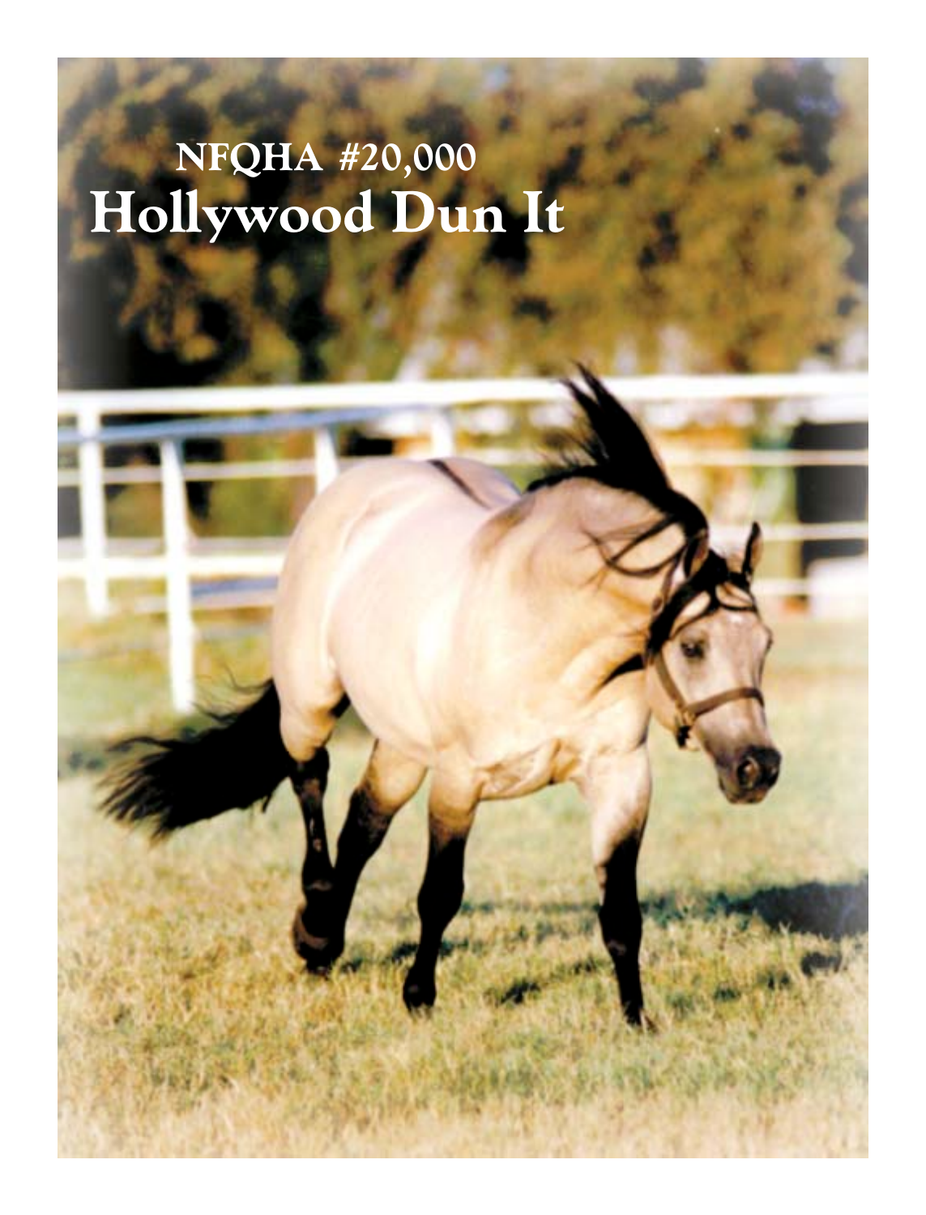# NFQHA #20,000
# Hollywood Dun It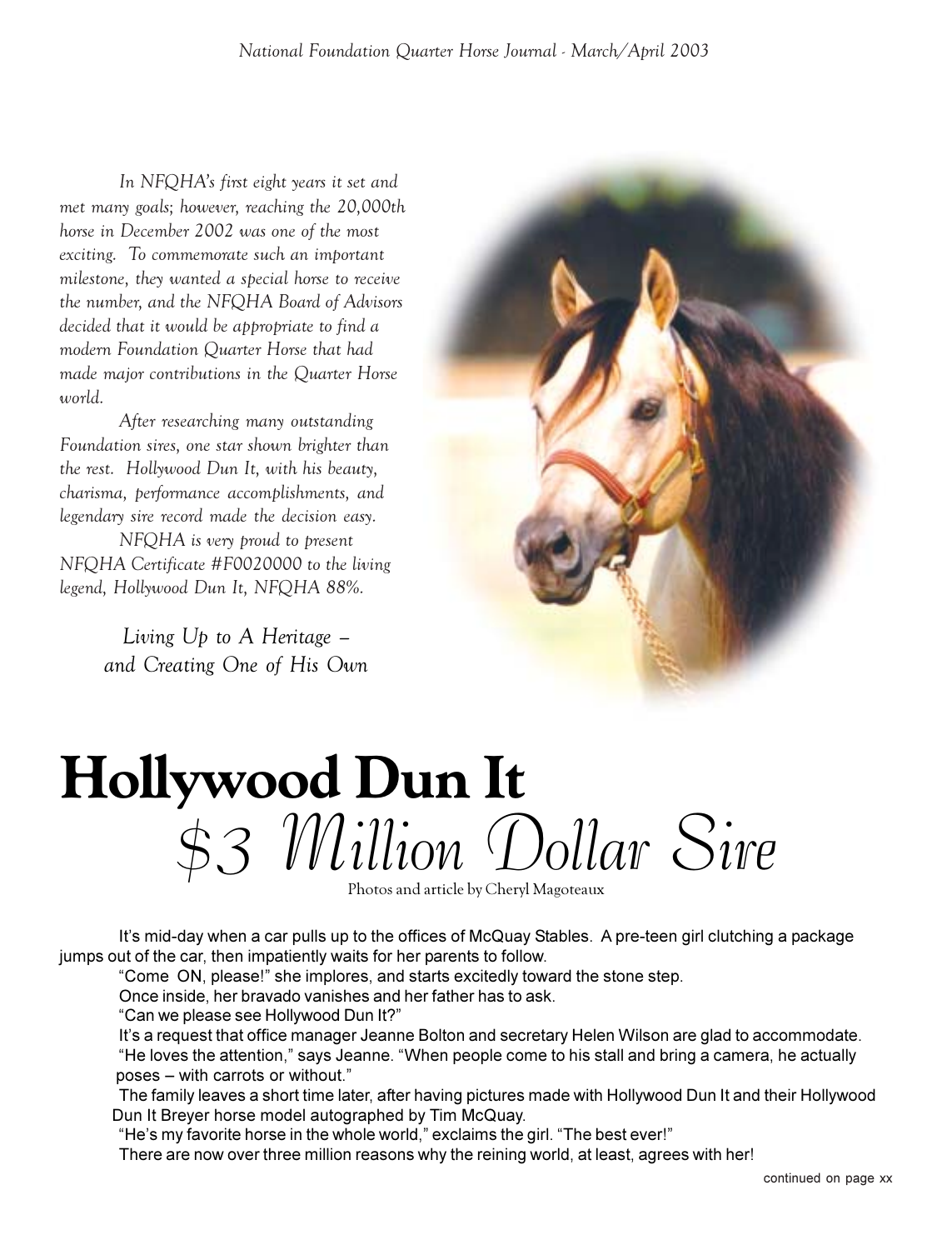*In NFQHA's first eight years it set and met many goals; however, reaching the 20,000th horse in December 2002 was one of the most exciting. To commemorate such an important milestone, they wanted a special horse to receive the number, and the NFQHA Board of Advisors decided that it would be appropriate to find a modern Foundation Quarter Horse that had made major contributions in the Quarter Horse world.*

*After researching many outstanding Foundation sires, one star shown brighter than the rest. Hollywood Dun It, with his beauty, charisma, performance accomplishments, and legendary sire record made the decision easy.*

*NFQHA is very proud to present NFQHA Certificate #F0020000 to the living legend, Hollywood Dun It, NFQHA 88%.*

*Living Up to A Heritage – and Creating One of His Own*

# Hollywood Dun It

## *$3 Million Dollar Sire*

Photos and article by Cheryl Magoteaux

It's mid-day when a car pulls up to the offices of McQuay Stables. A pre-teen girl clutching a package jumps out of the car, then impatiently waits for her parents to follow.

"Come ON, please!" she implores, and starts excitedly toward the stone step.

Once inside, her bravado vanishes and her father has to ask.

"Can we please see Hollywood Dun It?"

It's a request that office manager Jeanne Bolton and secretary Helen Wilson are glad to accommodate.

"He loves the attention," says Jeanne. "When people come to his stall and bring a camera, he actually poses – with carrots or without."

The family leaves a short time later, after having pictures made with Hollywood Dun It and their Hollywood Dun It Breyer horse model autographed by Tim McQuay.

"He's my favorite horse in the whole world," exclaims the girl. "The best ever!"

There are now over three million reasons why the reining world, at least, agrees with her!

continued on page xx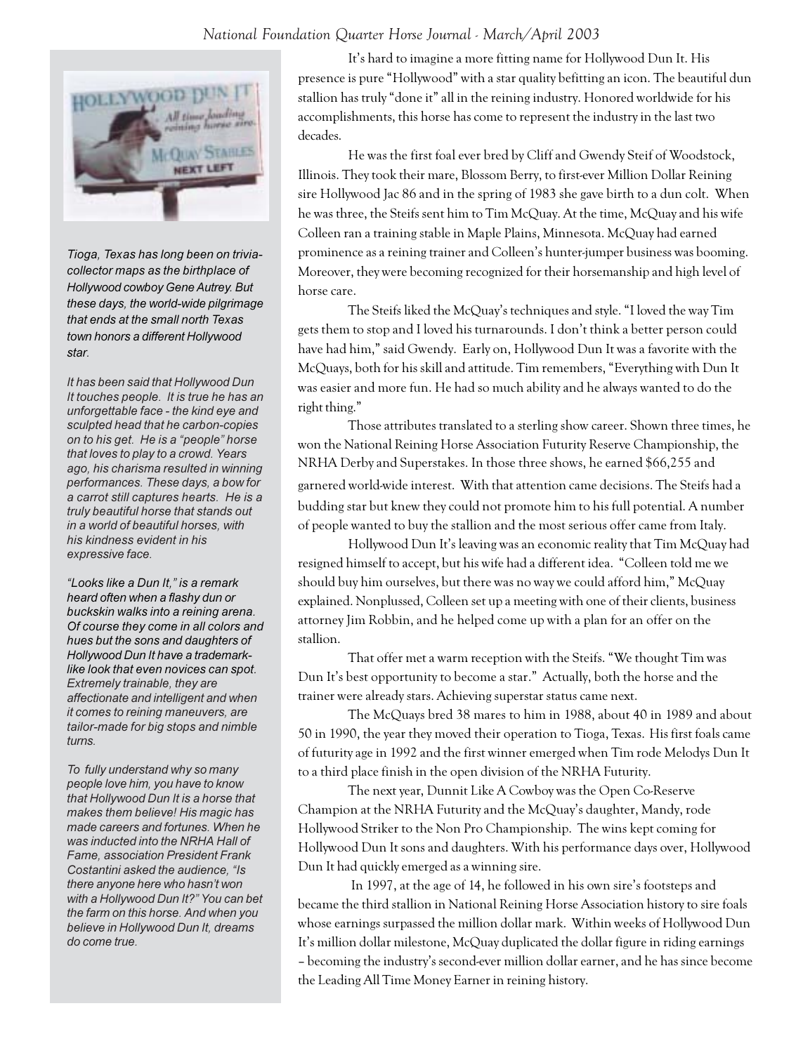It's hard to imagine a more fitting name for Hollywood Dun It. His presence is pure "Hollywood" with a star quality befitting an icon. The beautiful dun stallion has truly "done it" all in the reining industry. Honored worldwide for his accomplishments, this horse has come to represent the industry in the last two decades.

He was the first foal ever bred by Cliff and Gwendy Steif of Woodstock, Illinois. They took their mare, Blossom Berry, to first-ever Million Dollar Reining sire Hollywood Jac 86 and in the spring of 1983 she gave birth to a dun colt. When he was three, the Steifs sent him to Tim McQuay. At the time, McQuay and his wife Colleen ran a training stable in Maple Plains, Minnesota. McQuay had earned prominence as a reining trainer and Colleen's hunter-jumper business was booming. Moreover, they were becoming recognized for their horsemanship and high level of horse care.

The Steifs liked the McQuay's techniques and style. "I loved the way Tim gets them to stop and I loved his turnarounds. I don't think a better person could have had him," said Gwendy. Early on, Hollywood Dun It was a favorite with the McQuays, both for his skill and attitude. Tim remembers, "Everything with Dun It was easier and more fun. He had so much ability and he always wanted to do the right thing."

Those attributes translated to a sterling show career. Shown three times, he won the National Reining Horse Association Futurity Reserve Championship, the NRHA Derby and Superstakes. In those three shows, he earned $66,255 and garnered world-wide interest. With that attention came decisions. The Steifs had a budding star but knew they could not promote him to his full potential. A number of people wanted to buy the stallion and the most serious offer came from Italy.

Hollywood Dun It's leaving was an economic reality that Tim McQuay had resigned himself to accept, but his wife had a different idea. "Colleen told me we should buy him ourselves, but there was no way we could afford him," McQuay explained. Nonplussed, Colleen set up a meeting with one of their clients, business attorney Jim Robbin, and he helped come up with a plan for an offer on the stallion.

That offer met a warm reception with the Steifs. "We thought Tim was Dun It's best opportunity to become a star." Actually, both the horse and the trainer were already stars. Achieving superstar status came next.

The McQuays bred 38 mares to him in 1988, about 40 in 1989 and about 50 in 1990, the year they moved their operation to Tioga, Texas. His first foals came of futurity age in 1992 and the first winner emerged when Tim rode Melodys Dun It to a third place finish in the open division of the NRHA Futurity.

The next year, Dunnit Like A Cowboy was the Open Co-Reserve Champion at the NRHA Futurity and the McQuay's daughter, Mandy, rode Hollywood Striker to the Non Pro Championship. The wins kept coming for Hollywood Dun It sons and daughters. With his performance days over, Hollywood Dun It had quickly emerged as a winning sire.

In 1997, at the age of 14, he followed in his own sire's footsteps and became the third stallion in National Reining Horse Association history to sire foals whose earnings surpassed the million dollar mark. Within weeks of Hollywood Dun It's million dollar milestone, McQuay duplicated the dollar figure in riding earnings – becoming the industry's second-ever million dollar earner, and he has since become the Leading All Time Money Earner in reining history.

---

HOLLYWOOD DUN IT
All time leading reining horse sire.
McQUAY STABLES
NEXT LEFT

*Tioga, Texas has long been on trivia-collector maps as the birthplace of Hollywood cowboy Gene Autrey. But these days, the world-wide pilgrimage that ends at the small north Texas town honors a different Hollywood star.*

*It has been said that Hollywood Dun It touches people. It is true he has an unforgettable face - the kind eye and sculpted head that he carbon-copies on to his get. He is a "people" horse that loves to play to a crowd. Years ago, his charisma resulted in winning performances. These days, a bow for a carrot still captures hearts. He is a truly beautiful horse that stands out in a world of beautiful horses, with his kindness evident in his expressive face.*

*"Looks like a Dun It," is a remark heard often when a flashy dun or buckskin walks into a reining arena. Of course they come in all colors and hues but the sons and daughters of Hollywood Dun It have a trademark-like look that even novices can spot. Extremely trainable, they are affectionate and intelligent and when it comes to reining maneuvers, are tailor-made for big stops and nimble turns.*

*To fully understand why so many people love him, you have to know that Hollywood Dun It is a horse that makes them believe! His magic has made careers and fortunes. When he was inducted into the NRHA Hall of Fame, association President Frank Costantini asked the audience, "Is there anyone here who hasn't won with a Hollywood Dun It?" You can bet the farm on this horse. And when you believe in Hollywood Dun It, dreams do come true.*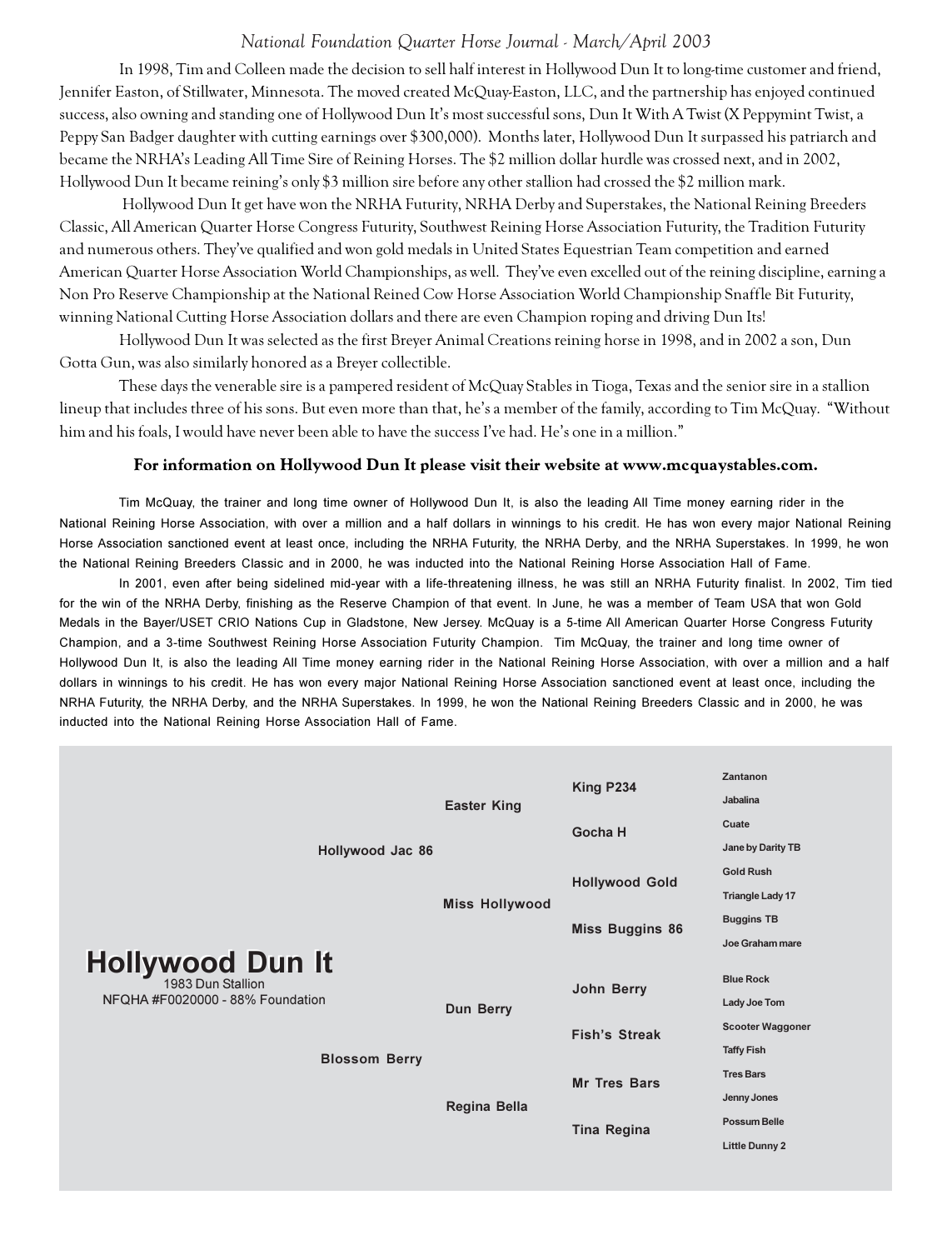In 1998, Tim and Colleen made the decision to sell half interest in Hollywood Dun It to long-time customer and friend, Jennifer Easton, of Stillwater, Minnesota. The moved created McQuay-Easton, LLC, and the partnership has enjoyed continued success, also owning and standing one of Hollywood Dun It's most successful sons, Dun It With A Twist (X Peppymint Twist, a Peppy San Badger daughter with cutting earnings over $300,000). Months later, Hollywood Dun It surpassed his patriarch and became the NRHA's Leading All Time Sire of Reining Horses. The $2 million dollar hurdle was crossed next, and in 2002, Hollywood Dun It became reining's only $3 million sire before any other stallion had crossed the $2 million mark.

Hollywood Dun It get have won the NRHA Futurity, NRHA Derby and Superstakes, the National Reining Breeders Classic, All American Quarter Horse Congress Futurity, Southwest Reining Horse Association Futurity, the Tradition Futurity and numerous others. They've qualified and won gold medals in United States Equestrian Team competition and earned American Quarter Horse Association World Championships, as well. They've even excelled out of the reining discipline, earning a Non Pro Reserve Championship at the National Reined Cow Horse Association World Championship Snaffle Bit Futurity, winning National Cutting Horse Association dollars and there are even Champion roping and driving Dun Its!

Hollywood Dun It was selected as the first Breyer Animal Creations reining horse in 1998, and in 2002 a son, Dun Gotta Gun, was also similarly honored as a Breyer collectible.

These days the venerable sire is a pampered resident of McQuay Stables in Tioga, Texas and the senior sire in a stallion lineup that includes three of his sons. But even more than that, he's a member of the family, according to Tim McQuay. "Without him and his foals, I would have never been able to have the success I've had. He's one in a million."

**For information on Hollywood Dun It please visit their website at www.mcquaystables.com.**

Tim McQuay, the trainer and long time owner of Hollywood Dun It, is also the leading All Time money earning rider in the National Reining Horse Association, with over a million and a half dollars in winnings to his credit. He has won every major National Reining Horse Association sanctioned event at least once, including the NRHA Futurity, the NRHA Derby, and the NRHA Superstakes. In 1999, he won the National Reining Breeders Classic and in 2000, he was inducted into the National Reining Horse Association Hall of Fame.

In 2001, even after being sidelined mid-year with a life-threatening illness, he was still an NRHA Futurity finalist. In 2002, Tim tied for the win of the NRHA Derby, finishing as the Reserve Champion of that event. In June, he was a member of Team USA that won Gold Medals in the Bayer/USET CRIO Nations Cup in Gladstone, New Jersey. McQuay is a 5-time All American Quarter Horse Congress Futurity Champion, and a 3-time Southwest Reining Horse Association Futurity Champion. Tim McQuay, the trainer and long time owner of Hollywood Dun It, is also the leading All Time money earning rider in the National Reining Horse Association, with over a million and a half dollars in winnings to his credit. He has won every major National Reining Horse Association sanctioned event at least once, including the NRHA Futurity, the NRHA Derby, and the NRHA Superstakes. In 1999, he won the National Reining Breeders Classic and in 2000, he was inducted into the National Reining Horse Association Hall of Fame.

| | | | | |
|---|---|---|---|---|
| **Hollywood Dun It** 1983 Dun Stallion NFQHA #F0020000 - 88% Foundation | Hollywood Jac 86 | Easter King | King P234 | Zantanon |
| | | | | Jabalina |
| | | | Gocha H | Cuate |
| | | | | Jane by Darity TB |
| | | Miss Hollywood | Hollywood Gold | Gold Rush |
| | | | | Triangle Lady 17 |
| | | | Miss Buggins 86 | Buggins TB |
| | | | | Joe Graham mare |
| | Blossom Berry | Dun Berry | John Berry | Blue Rock |
| | | | | Lady Joe Tom |
| | | | Fish's Streak | Scooter Waggoner |
| | | | | Taffy Fish |
| | | Regina Bella | Mr Tres Bars | Tres Bars |
| | | | | Jenny Jones |
| | | | Tina Regina | Possum Belle |
| | | | | Little Dunny 2 |